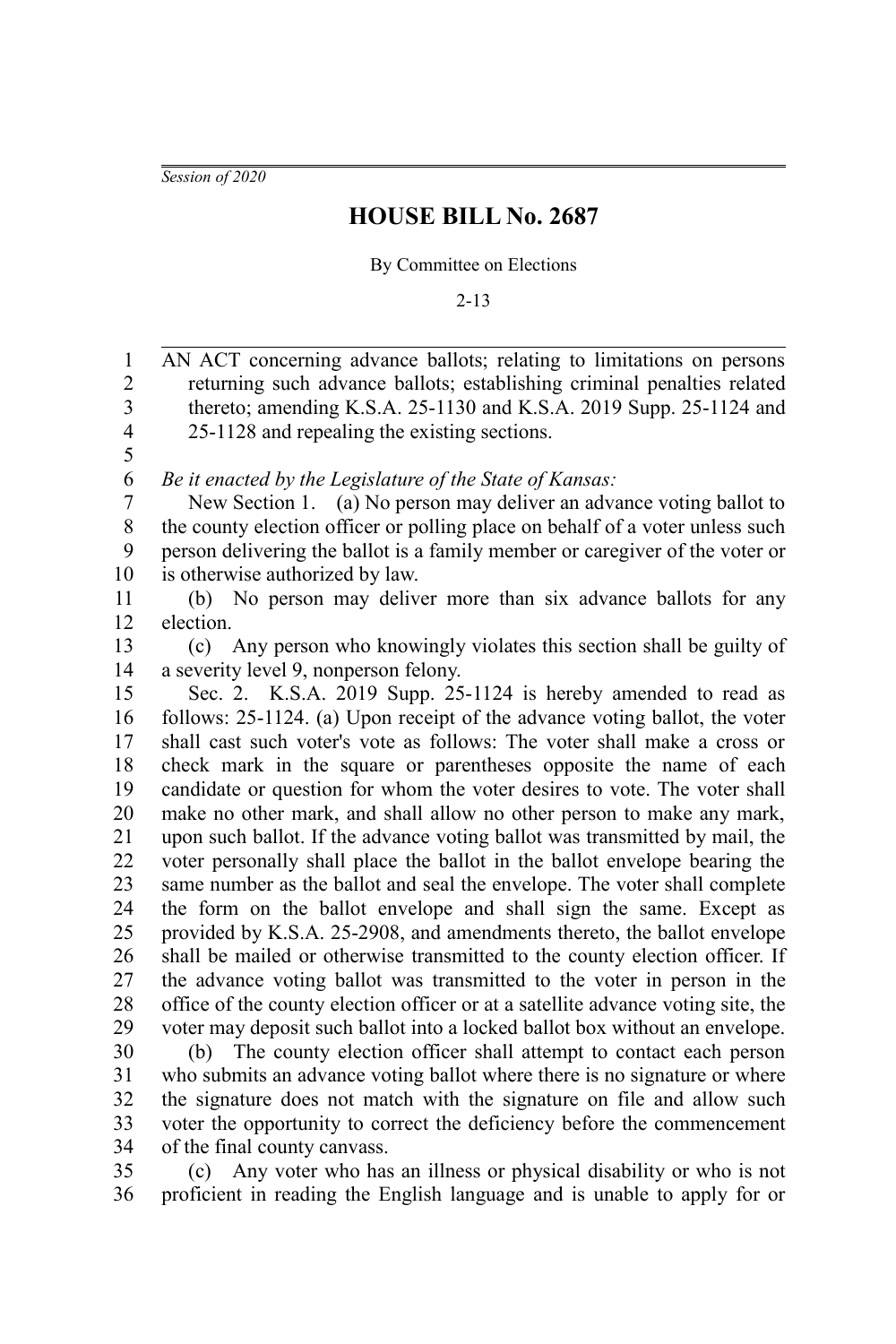*Session of 2020*

# HOUSE BILL No. 2687

By Committee on Elections

2-13

AN ACT concerning advance ballots; relating to limitations on persons returning such advance ballots; establishing criminal penalties related thereto; amending K.S.A. 25-1130 and K.S.A. 2019 Supp. 25-1124 and 25-1128 and repealing the existing sections.

*Be it enacted by the Legislature of the State of Kansas:*

New Section 1. (a) No person may deliver an advance voting ballot to the county election officer or polling place on behalf of a voter unless such person delivering the ballot is a family member or caregiver of the voter or is otherwise authorized by law.

(b) No person may deliver more than six advance ballots for any election.

(c) Any person who knowingly violates this section shall be guilty of a severity level 9, nonperson felony.

Sec. 2. K.S.A. 2019 Supp. 25-1124 is hereby amended to read as follows: 25-1124. (a) Upon receipt of the advance voting ballot, the voter shall cast such voter's vote as follows: The voter shall make a cross or check mark in the square or parentheses opposite the name of each candidate or question for whom the voter desires to vote. The voter shall make no other mark, and shall allow no other person to make any mark, upon such ballot. If the advance voting ballot was transmitted by mail, the voter personally shall place the ballot in the ballot envelope bearing the same number as the ballot and seal the envelope. The voter shall complete the form on the ballot envelope and shall sign the same. Except as provided by K.S.A. 25-2908, and amendments thereto, the ballot envelope shall be mailed or otherwise transmitted to the county election officer. If the advance voting ballot was transmitted to the voter in person in the office of the county election officer or at a satellite advance voting site, the voter may deposit such ballot into a locked ballot box without an envelope.

(b) The county election officer shall attempt to contact each person who submits an advance voting ballot where there is no signature or where the signature does not match with the signature on file and allow such voter the opportunity to correct the deficiency before the commencement of the final county canvass.

(c) Any voter who has an illness or physical disability or who is not proficient in reading the English language and is unable to apply for or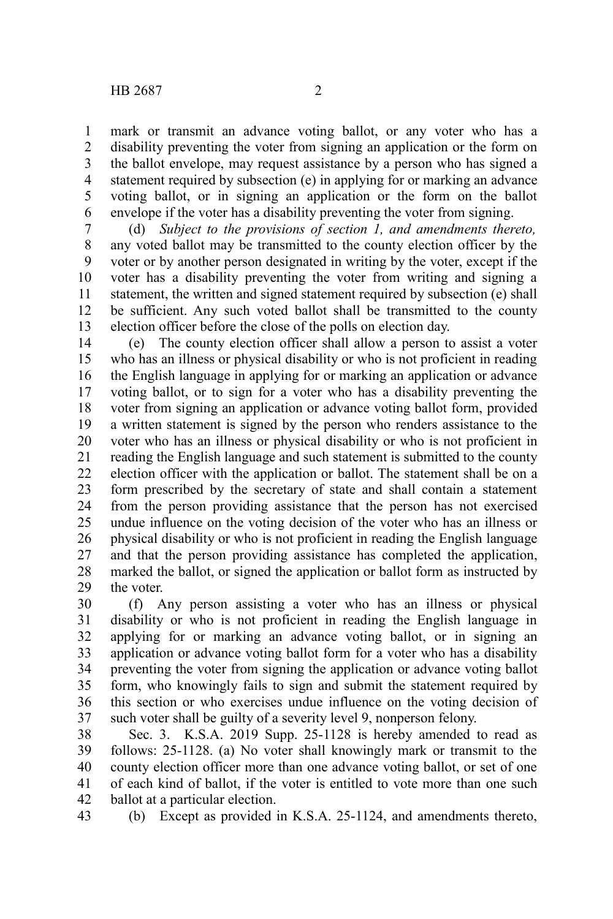mark or transmit an advance voting ballot, or any voter who has a disability preventing the voter from signing an application or the form on the ballot envelope, may request assistance by a person who has signed a statement required by subsection (e) in applying for or marking an advance voting ballot, or in signing an application or the form on the ballot envelope if the voter has a disability preventing the voter from signing.

(d) *Subject to the provisions of section 1, and amendments thereto,* any voted ballot may be transmitted to the county election officer by the voter or by another person designated in writing by the voter, except if the voter has a disability preventing the voter from writing and signing a statement, the written and signed statement required by subsection (e) shall be sufficient. Any such voted ballot shall be transmitted to the county election officer before the close of the polls on election day.

(e) The county election officer shall allow a person to assist a voter who has an illness or physical disability or who is not proficient in reading the English language in applying for or marking an application or advance voting ballot, or to sign for a voter who has a disability preventing the voter from signing an application or advance voting ballot form, provided a written statement is signed by the person who renders assistance to the voter who has an illness or physical disability or who is not proficient in reading the English language and such statement is submitted to the county election officer with the application or ballot. The statement shall be on a form prescribed by the secretary of state and shall contain a statement from the person providing assistance that the person has not exercised undue influence on the voting decision of the voter who has an illness or physical disability or who is not proficient in reading the English language and that the person providing assistance has completed the application, marked the ballot, or signed the application or ballot form as instructed by the voter.

(f) Any person assisting a voter who has an illness or physical disability or who is not proficient in reading the English language in applying for or marking an advance voting ballot, or in signing an application or advance voting ballot form for a voter who has a disability preventing the voter from signing the application or advance voting ballot form, who knowingly fails to sign and submit the statement required by this section or who exercises undue influence on the voting decision of such voter shall be guilty of a severity level 9, nonperson felony.

Sec. 3. K.S.A. 2019 Supp. 25-1128 is hereby amended to read as follows: 25-1128. (a) No voter shall knowingly mark or transmit to the county election officer more than one advance voting ballot, or set of one of each kind of ballot, if the voter is entitled to vote more than one such ballot at a particular election.

(b) Except as provided in K.S.A. 25-1124, and amendments thereto,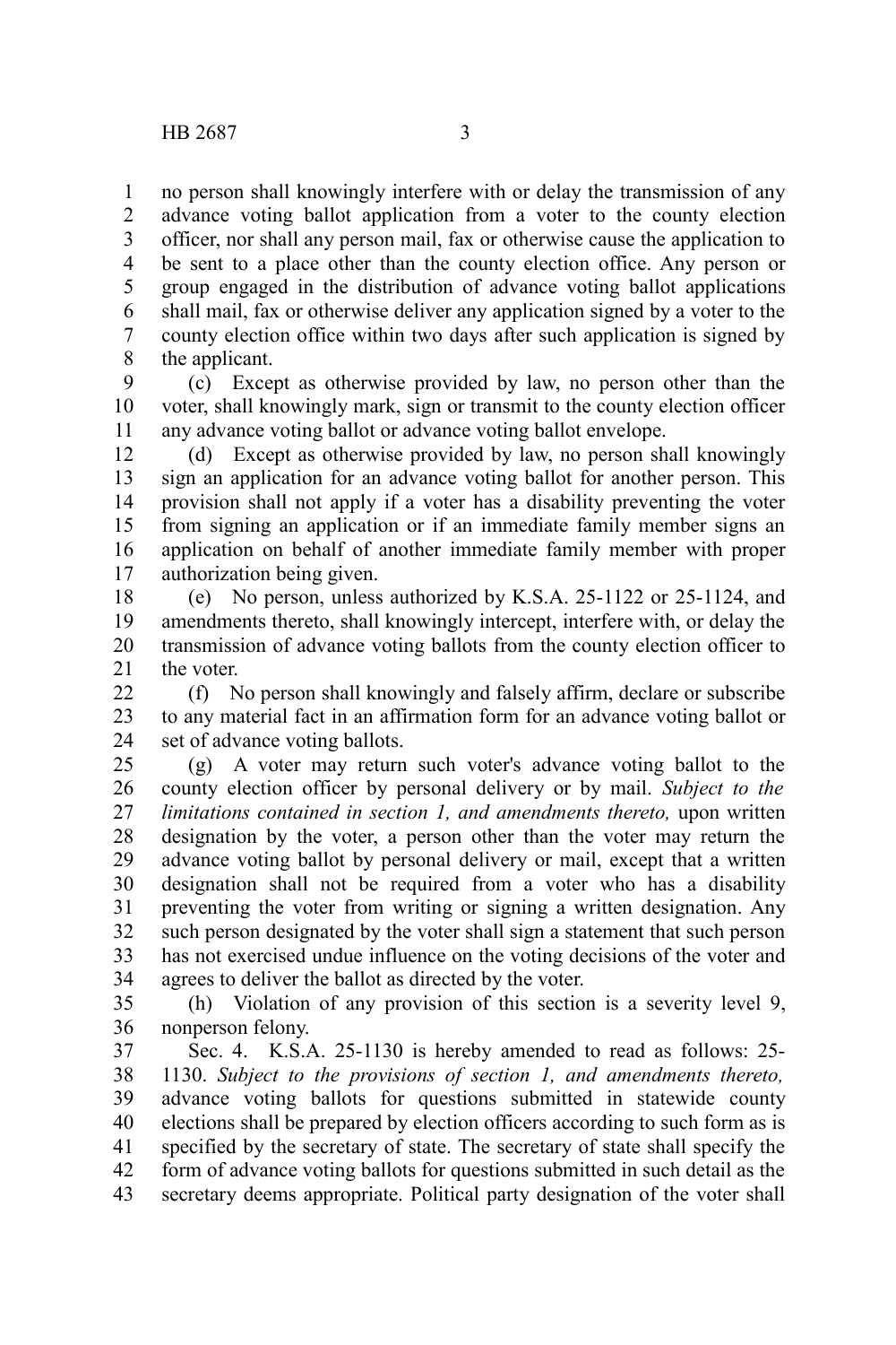no person shall knowingly interfere with or delay the transmission of any advance voting ballot application from a voter to the county election officer, nor shall any person mail, fax or otherwise cause the application to be sent to a place other than the county election office. Any person or group engaged in the distribution of advance voting ballot applications shall mail, fax or otherwise deliver any application signed by a voter to the county election office within two days after such application is signed by the applicant.

(c) Except as otherwise provided by law, no person other than the voter, shall knowingly mark, sign or transmit to the county election officer any advance voting ballot or advance voting ballot envelope.

(d) Except as otherwise provided by law, no person shall knowingly sign an application for an advance voting ballot for another person. This provision shall not apply if a voter has a disability preventing the voter from signing an application or if an immediate family member signs an application on behalf of another immediate family member with proper authorization being given.

(e) No person, unless authorized by K.S.A. 25-1122 or 25-1124, and amendments thereto, shall knowingly intercept, interfere with, or delay the transmission of advance voting ballots from the county election officer to the voter.

(f) No person shall knowingly and falsely affirm, declare or subscribe to any material fact in an affirmation form for an advance voting ballot or set of advance voting ballots.

(g) A voter may return such voter's advance voting ballot to the county election officer by personal delivery or by mail. *Subject to the limitations contained in section 1, and amendments thereto,* upon written designation by the voter, a person other than the voter may return the advance voting ballot by personal delivery or mail, except that a written designation shall not be required from a voter who has a disability preventing the voter from writing or signing a written designation. Any such person designated by the voter shall sign a statement that such person has not exercised undue influence on the voting decisions of the voter and agrees to deliver the ballot as directed by the voter.

(h) Violation of any provision of this section is a severity level 9, nonperson felony.

Sec. 4. K.S.A. 25-1130 is hereby amended to read as follows: 25-1130. *Subject to the provisions of section 1, and amendments thereto,* advance voting ballots for questions submitted in statewide county elections shall be prepared by election officers according to such form as is specified by the secretary of state. The secretary of state shall specify the form of advance voting ballots for questions submitted in such detail as the secretary deems appropriate. Political party designation of the voter shall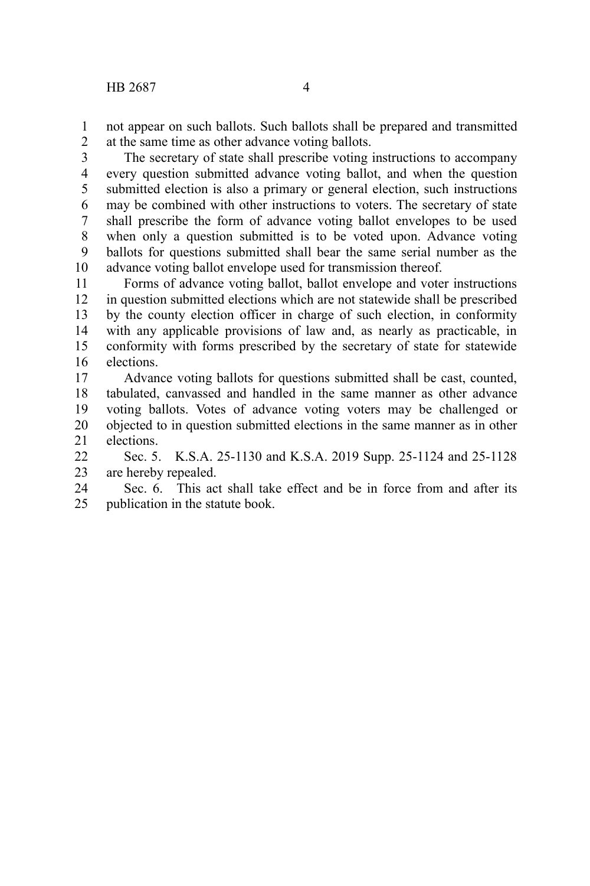not appear on such ballots. Such ballots shall be prepared and transmitted at the same time as other advance voting ballots.

The secretary of state shall prescribe voting instructions to accompany every question submitted advance voting ballot, and when the question submitted election is also a primary or general election, such instructions may be combined with other instructions to voters. The secretary of state shall prescribe the form of advance voting ballot envelopes to be used when only a question submitted is to be voted upon. Advance voting ballots for questions submitted shall bear the same serial number as the advance voting ballot envelope used for transmission thereof.

Forms of advance voting ballot, ballot envelope and voter instructions in question submitted elections which are not statewide shall be prescribed by the county election officer in charge of such election, in conformity with any applicable provisions of law and, as nearly as practicable, in conformity with forms prescribed by the secretary of state for statewide elections.

Advance voting ballots for questions submitted shall be cast, counted, tabulated, canvassed and handled in the same manner as other advance voting ballots. Votes of advance voting voters may be challenged or objected to in question submitted elections in the same manner as in other elections.

Sec. 5. K.S.A. 25-1130 and K.S.A. 2019 Supp. 25-1124 and 25-1128 are hereby repealed.

Sec. 6. This act shall take effect and be in force from and after its publication in the statute book.